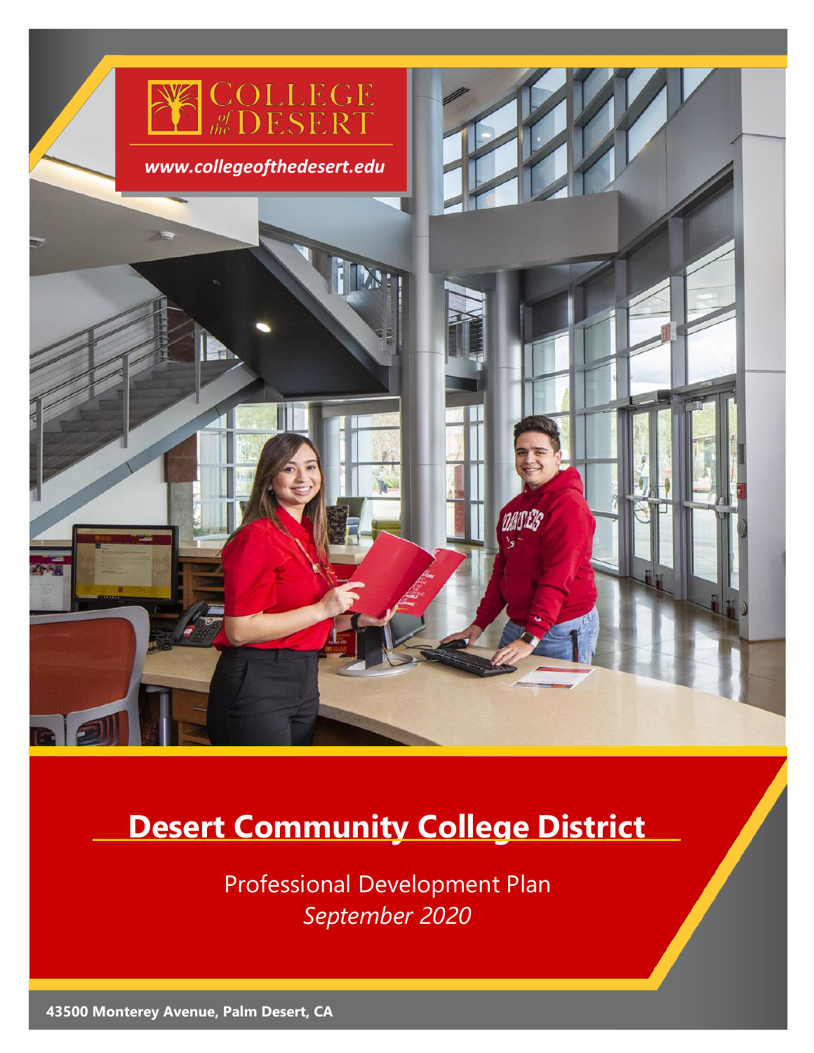COLLEGE of the DESERT

*www.collegeofthedesert.edu*

# Desert Community College District

Professional Development Plan

*September 2020*

**43500 Monterey Avenue, Palm Desert, CA**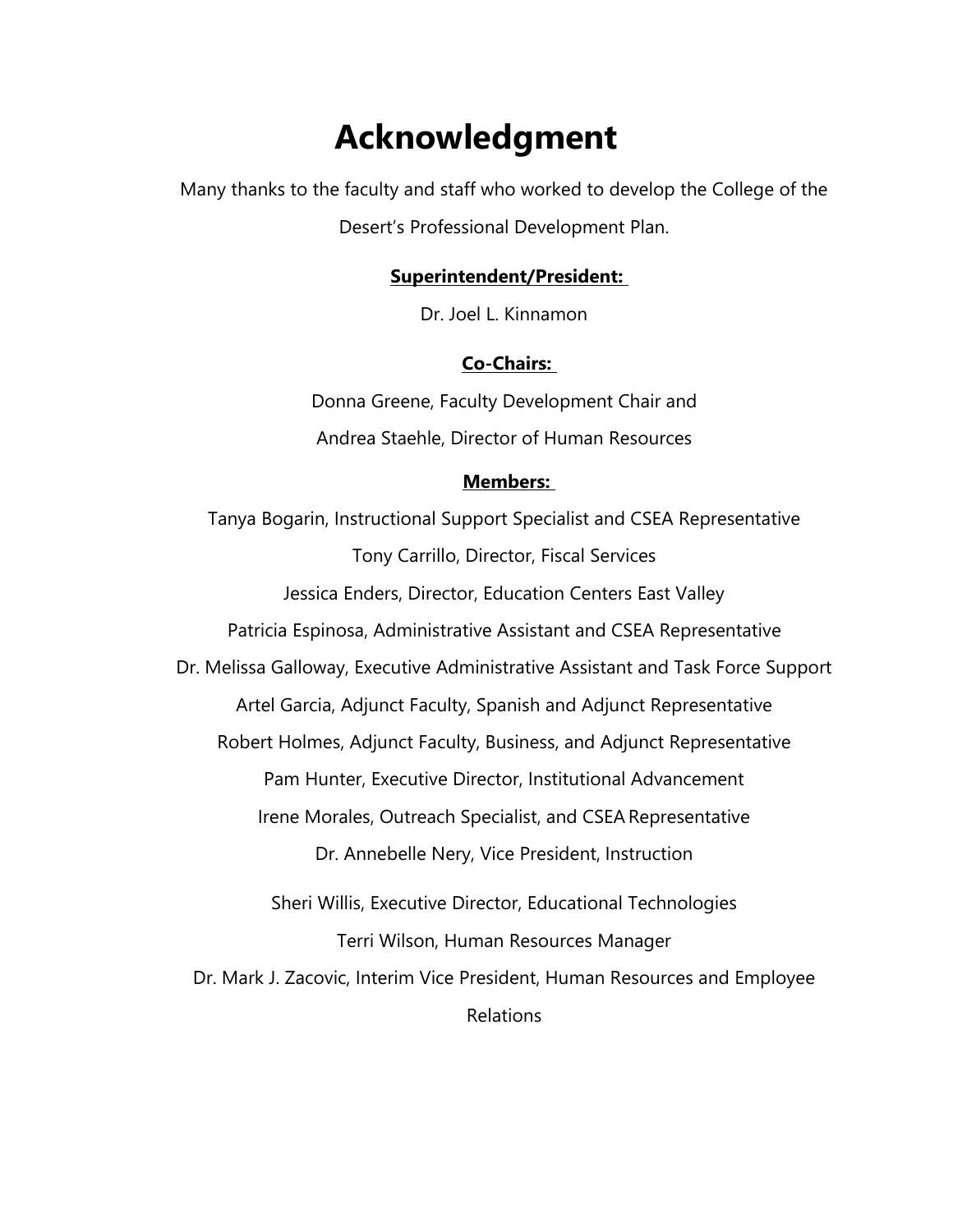# Acknowledgment

Many thanks to the faculty and staff who worked to develop the College of the Desert's Professional Development Plan.

**Superintendent/President:**

Dr. Joel L. Kinnamon

**Co-Chairs:**

Donna Greene, Faculty Development Chair and

Andrea Staehle, Director of Human Resources

**Members:**

Tanya Bogarin, Instructional Support Specialist and CSEA Representative

Tony Carrillo, Director, Fiscal Services

Jessica Enders, Director, Education Centers East Valley

Patricia Espinosa, Administrative Assistant and CSEA Representative

Dr. Melissa Galloway, Executive Administrative Assistant and Task Force Support

Artel Garcia, Adjunct Faculty, Spanish and Adjunct Representative

Robert Holmes, Adjunct Faculty, Business, and Adjunct Representative

Pam Hunter, Executive Director, Institutional Advancement

Irene Morales, Outreach Specialist, and CSEA Representative

Dr. Annebelle Nery, Vice President, Instruction

Sheri Willis, Executive Director, Educational Technologies

Terri Wilson, Human Resources Manager

Dr. Mark J. Zacovic, Interim Vice President, Human Resources and Employee Relations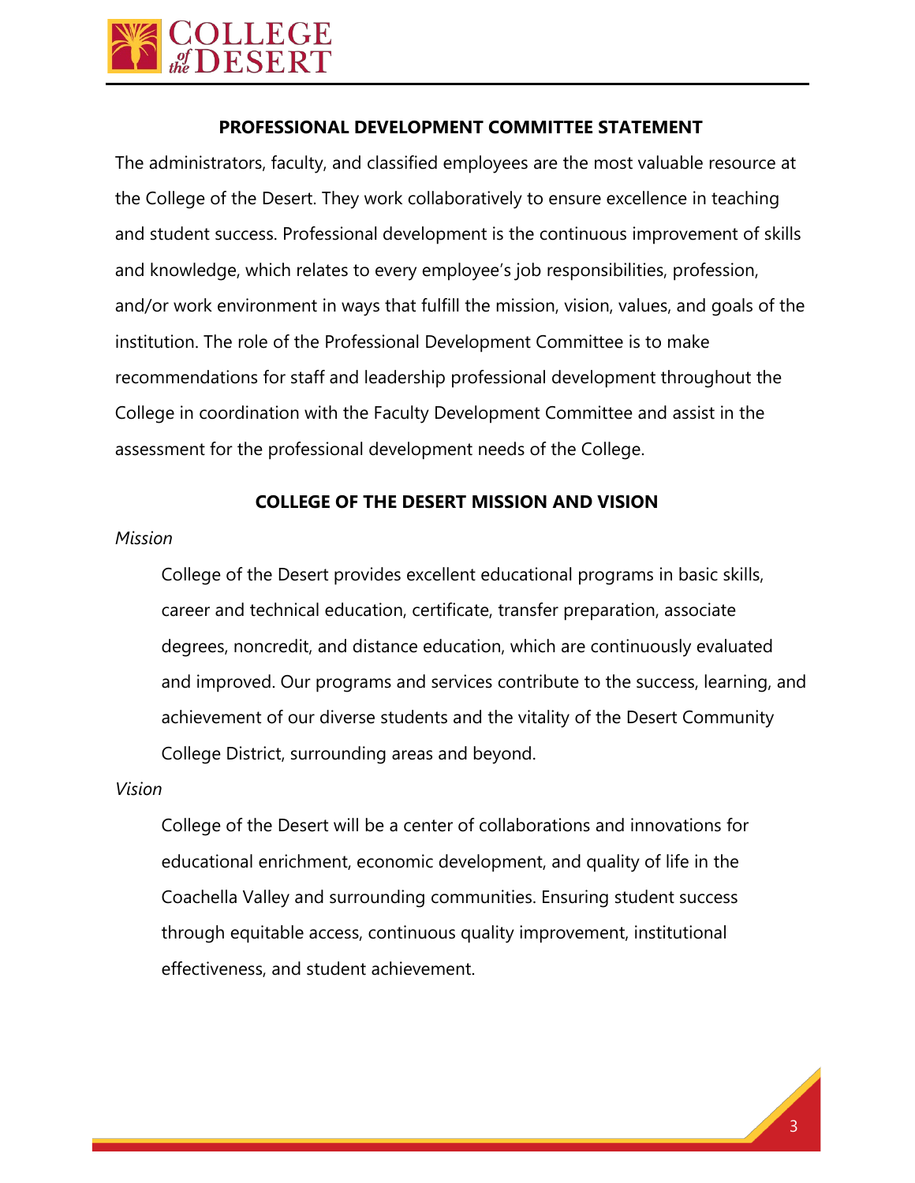## PROFESSIONAL DEVELOPMENT COMMITTEE STATEMENT

The administrators, faculty, and classified employees are the most valuable resource at the College of the Desert. They work collaboratively to ensure excellence in teaching and student success. Professional development is the continuous improvement of skills and knowledge, which relates to every employee's job responsibilities, profession, and/or work environment in ways that fulfill the mission, vision, values, and goals of the institution. The role of the Professional Development Committee is to make recommendations for staff and leadership professional development throughout the College in coordination with the Faculty Development Committee and assist in the assessment for the professional development needs of the College.

## COLLEGE OF THE DESERT MISSION AND VISION

*Mission*

> College of the Desert provides excellent educational programs in basic skills, career and technical education, certificate, transfer preparation, associate degrees, noncredit, and distance education, which are continuously evaluated and improved. Our programs and services contribute to the success, learning, and achievement of our diverse students and the vitality of the Desert Community College District, surrounding areas and beyond.

*Vision*

> College of the Desert will be a center of collaborations and innovations for educational enrichment, economic development, and quality of life in the Coachella Valley and surrounding communities. Ensuring student success through equitable access, continuous quality improvement, institutional effectiveness, and student achievement.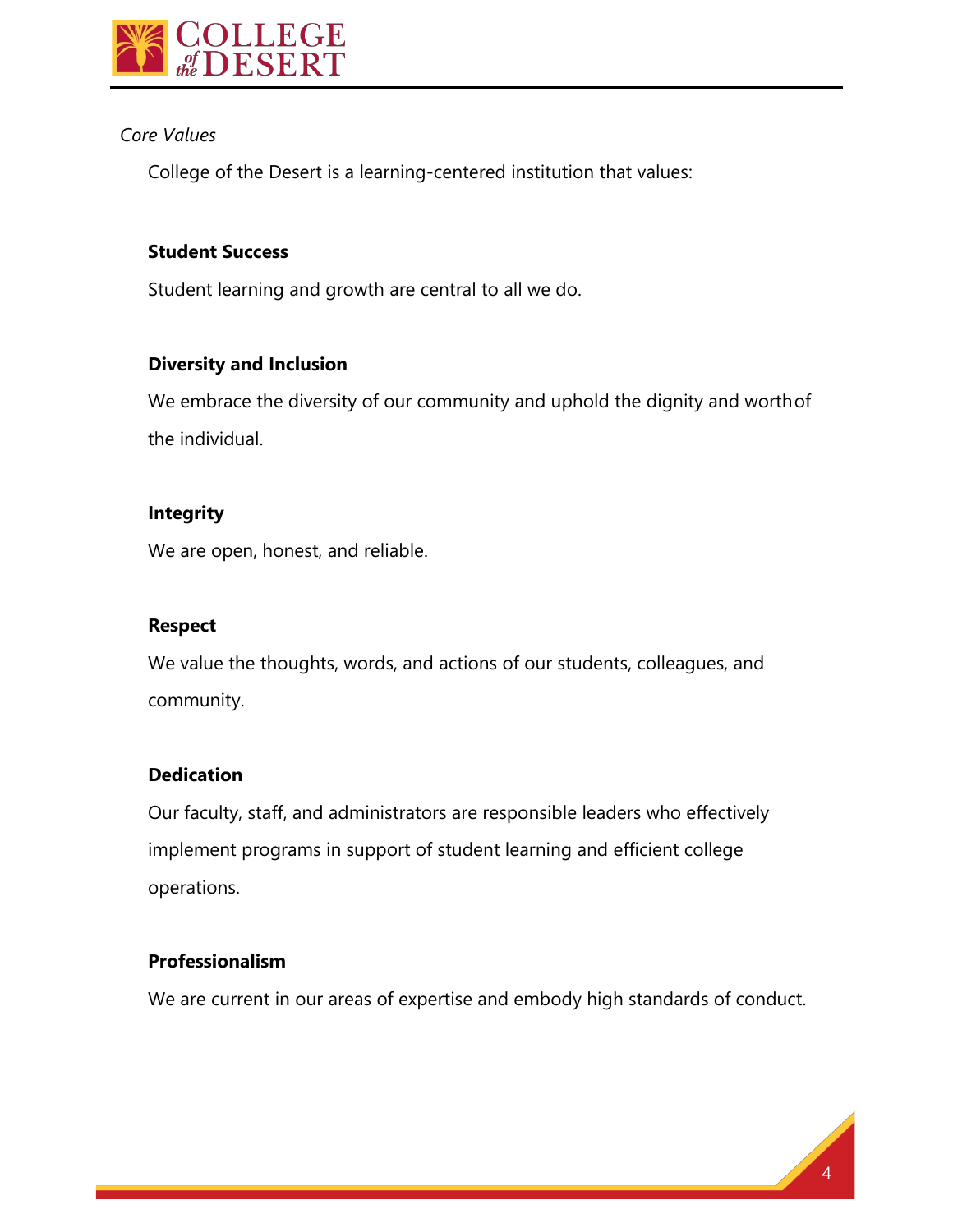*Core Values*

College of the Desert is a learning-centered institution that values:

**Student Success**

Student learning and growth are central to all we do.

**Diversity and Inclusion**

We embrace the diversity of our community and uphold the dignity and worth of the individual.

**Integrity**

We are open, honest, and reliable.

**Respect**

We value the thoughts, words, and actions of our students, colleagues, and community.

**Dedication**

Our faculty, staff, and administrators are responsible leaders who effectively implement programs in support of student learning and efficient college operations.

**Professionalism**

We are current in our areas of expertise and embody high standards of conduct.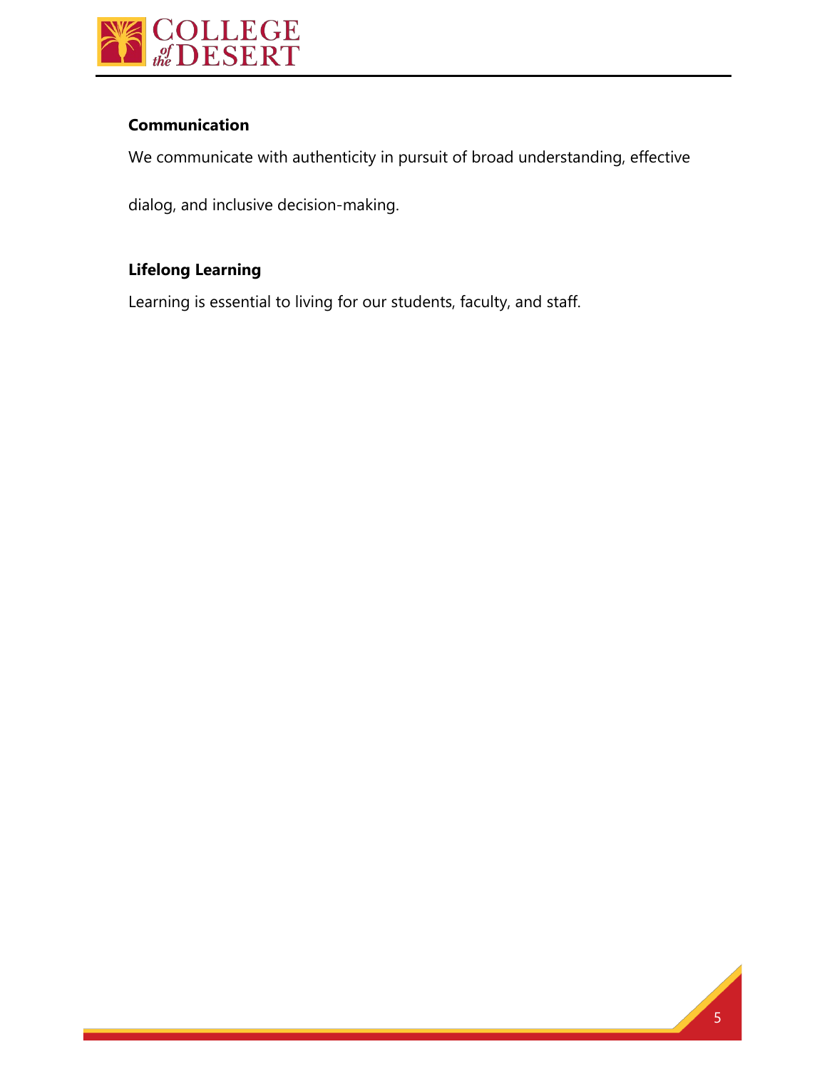**Communication**

We communicate with authenticity in pursuit of broad understanding, effective dialog, and inclusive decision-making.

**Lifelong Learning**

Learning is essential to living for our students, faculty, and staff.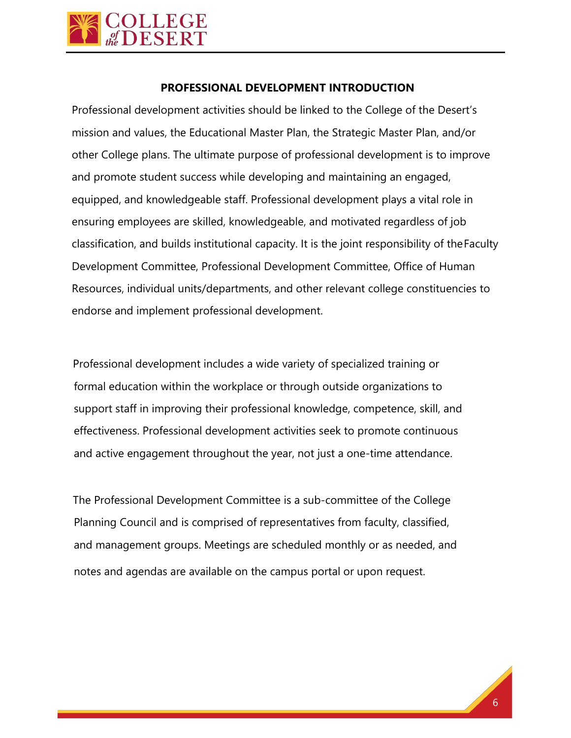## PROFESSIONAL DEVELOPMENT INTRODUCTION

Professional development activities should be linked to the College of the Desert's mission and values, the Educational Master Plan, the Strategic Master Plan, and/or other College plans. The ultimate purpose of professional development is to improve and promote student success while developing and maintaining an engaged, equipped, and knowledgeable staff. Professional development plays a vital role in ensuring employees are skilled, knowledgeable, and motivated regardless of job classification, and builds institutional capacity. It is the joint responsibility of the Faculty Development Committee, Professional Development Committee, Office of Human Resources, individual units/departments, and other relevant college constituencies to endorse and implement professional development.

Professional development includes a wide variety of specialized training or formal education within the workplace or through outside organizations to support staff in improving their professional knowledge, competence, skill, and effectiveness. Professional development activities seek to promote continuous and active engagement throughout the year, not just a one-time attendance.

The Professional Development Committee is a sub-committee of the College Planning Council and is comprised of representatives from faculty, classified, and management groups. Meetings are scheduled monthly or as needed, and notes and agendas are available on the campus portal or upon request.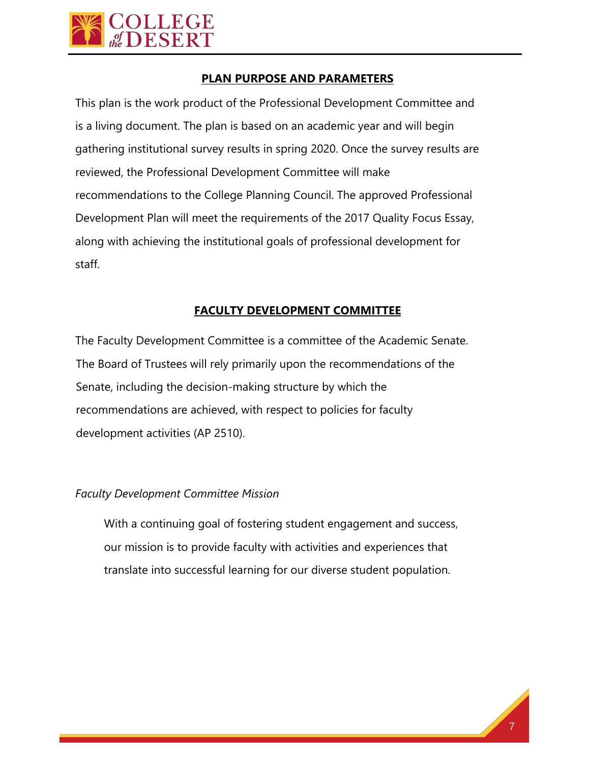## PLAN PURPOSE AND PARAMETERS

This plan is the work product of the Professional Development Committee and is a living document. The plan is based on an academic year and will begin gathering institutional survey results in spring 2020. Once the survey results are reviewed, the Professional Development Committee will make recommendations to the College Planning Council. The approved Professional Development Plan will meet the requirements of the 2017 Quality Focus Essay, along with achieving the institutional goals of professional development for staff.

## FACULTY DEVELOPMENT COMMITTEE

The Faculty Development Committee is a committee of the Academic Senate. The Board of Trustees will rely primarily upon the recommendations of the Senate, including the decision-making structure by which the recommendations are achieved, with respect to policies for faculty development activities (AP 2510).

*Faculty Development Committee Mission*

> With a continuing goal of fostering student engagement and success, our mission is to provide faculty with activities and experiences that translate into successful learning for our diverse student population.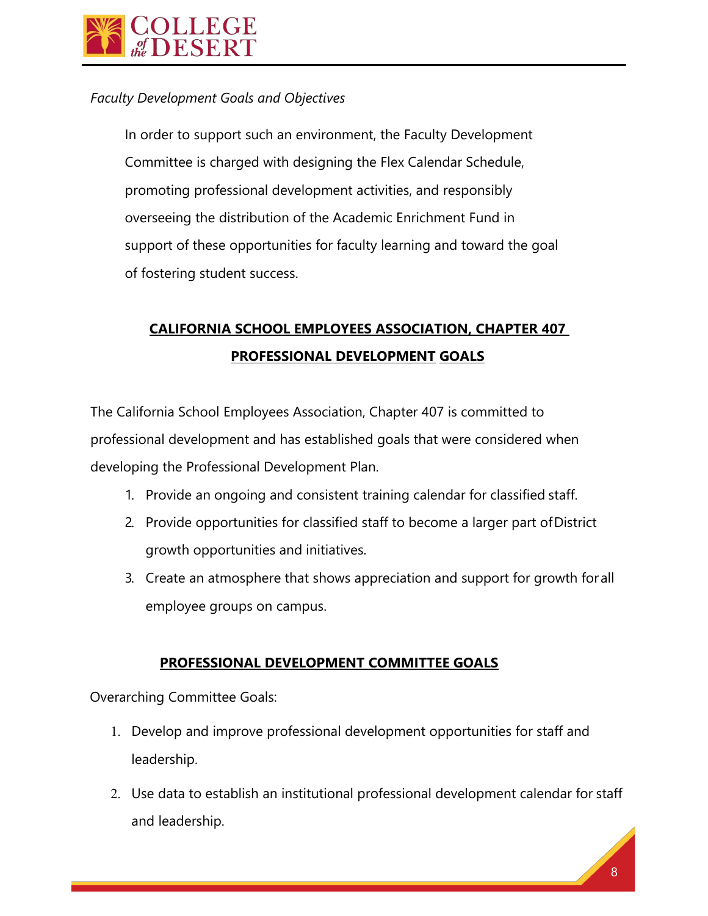*Faculty Development Goals and Objectives*

In order to support such an environment, the Faculty Development Committee is charged with designing the Flex Calendar Schedule, promoting professional development activities, and responsibly overseeing the distribution of the Academic Enrichment Fund in support of these opportunities for faculty learning and toward the goal of fostering student success.

## CALIFORNIA SCHOOL EMPLOYEES ASSOCIATION, CHAPTER 407 PROFESSIONAL DEVELOPMENT GOALS

The California School Employees Association, Chapter 407 is committed to professional development and has established goals that were considered when developing the Professional Development Plan.

1. Provide an ongoing and consistent training calendar for classified staff.
2. Provide opportunities for classified staff to become a larger part of District growth opportunities and initiatives.
3. Create an atmosphere that shows appreciation and support for growth for all employee groups on campus.

## PROFESSIONAL DEVELOPMENT COMMITTEE GOALS

Overarching Committee Goals:

1. Develop and improve professional development opportunities for staff and leadership.
2. Use data to establish an institutional professional development calendar for staff and leadership.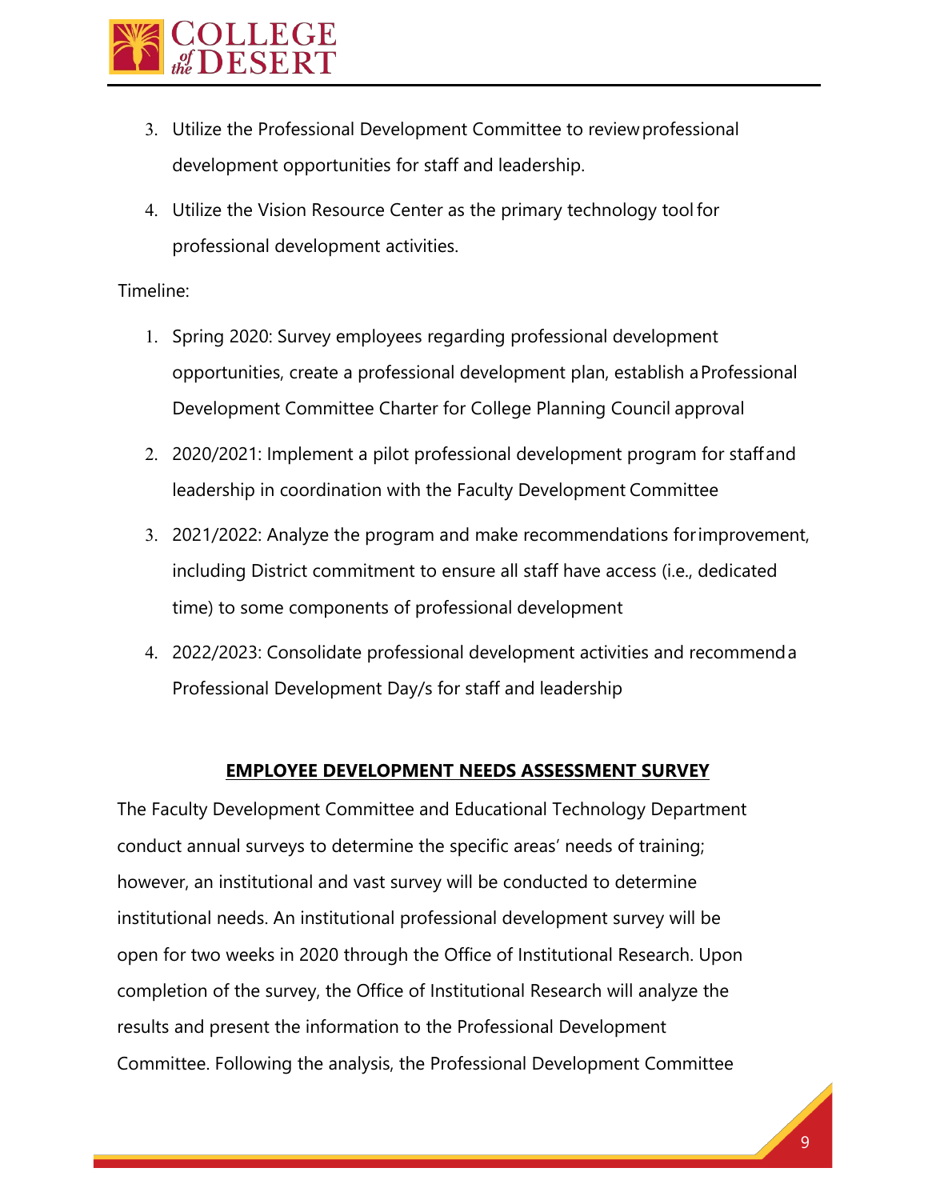3. Utilize the Professional Development Committee to review professional development opportunities for staff and leadership.
4. Utilize the Vision Resource Center as the primary technology tool for professional development activities.

Timeline:

1. Spring 2020: Survey employees regarding professional development opportunities, create a professional development plan, establish a Professional Development Committee Charter for College Planning Council approval
2. 2020/2021: Implement a pilot professional development program for staff and leadership in coordination with the Faculty Development Committee
3. 2021/2022: Analyze the program and make recommendations for improvement, including District commitment to ensure all staff have access (i.e., dedicated time) to some components of professional development
4. 2022/2023: Consolidate professional development activities and recommend a Professional Development Day/s for staff and leadership

## EMPLOYEE DEVELOPMENT NEEDS ASSESSMENT SURVEY

The Faculty Development Committee and Educational Technology Department conduct annual surveys to determine the specific areas' needs of training; however, an institutional and vast survey will be conducted to determine institutional needs. An institutional professional development survey will be open for two weeks in 2020 through the Office of Institutional Research. Upon completion of the survey, the Office of Institutional Research will analyze the results and present the information to the Professional Development Committee. Following the analysis, the Professional Development Committee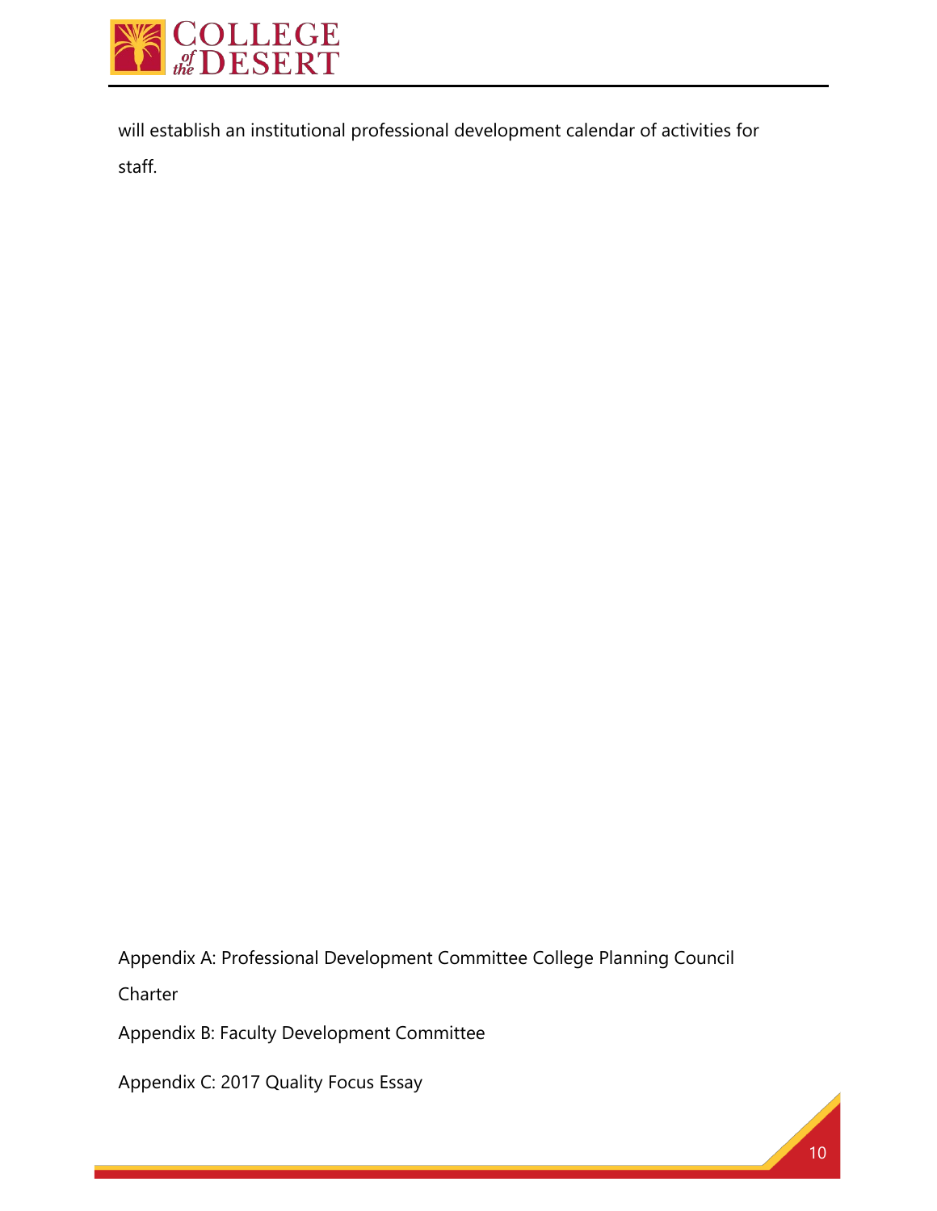will establish an institutional professional development calendar of activities for staff.

Appendix A: Professional Development Committee College Planning Council Charter

Appendix B: Faculty Development Committee

Appendix C: 2017 Quality Focus Essay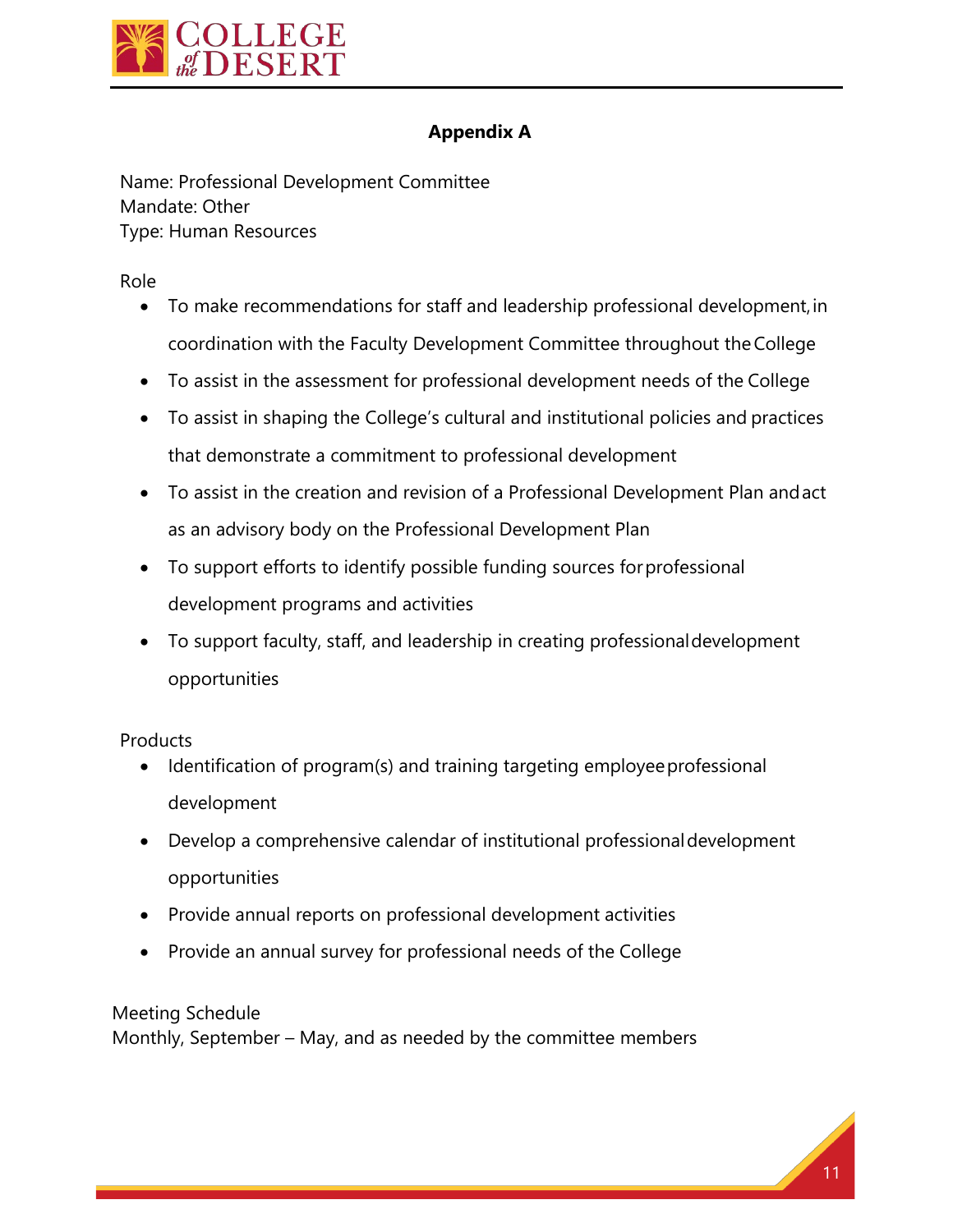## Appendix A

Name: Professional Development Committee
Mandate: Other
Type: Human Resources

Role

- To make recommendations for staff and leadership professional development, in coordination with the Faculty Development Committee throughout the College
- To assist in the assessment for professional development needs of the College
- To assist in shaping the College's cultural and institutional policies and practices that demonstrate a commitment to professional development
- To assist in the creation and revision of a Professional Development Plan and act as an advisory body on the Professional Development Plan
- To support efforts to identify possible funding sources for professional development programs and activities
- To support faculty, staff, and leadership in creating professional development opportunities

Products

- Identification of program(s) and training targeting employee professional development
- Develop a comprehensive calendar of institutional professional development opportunities
- Provide annual reports on professional development activities
- Provide an annual survey for professional needs of the College

Meeting Schedule
Monthly, September – May, and as needed by the committee members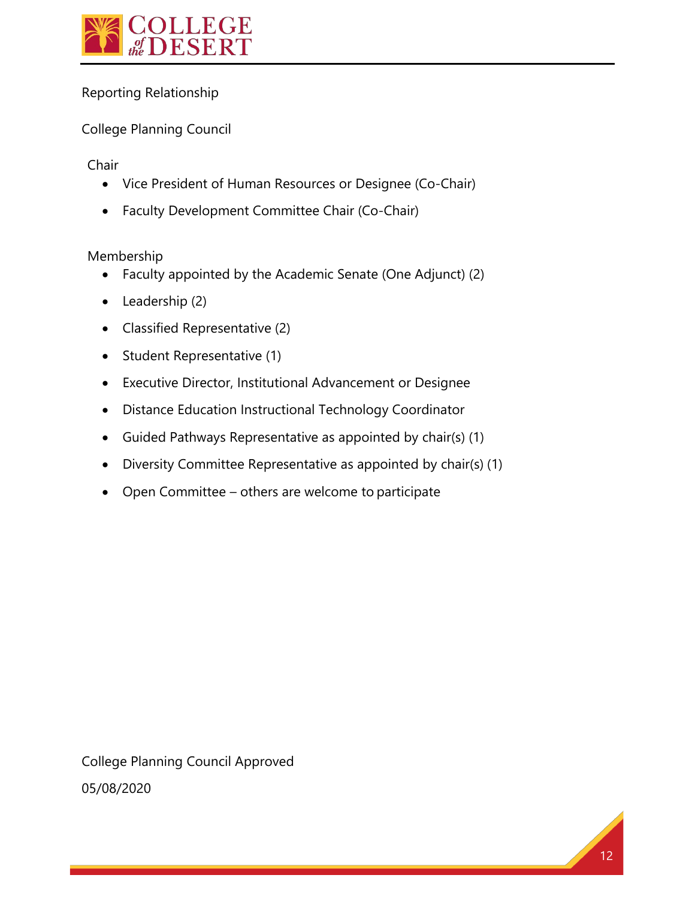Reporting Relationship

College Planning Council

Chair

- Vice President of Human Resources or Designee (Co-Chair)
- Faculty Development Committee Chair (Co-Chair)

Membership

- Faculty appointed by the Academic Senate (One Adjunct) (2)
- Leadership (2)
- Classified Representative (2)
- Student Representative (1)
- Executive Director, Institutional Advancement or Designee
- Distance Education Instructional Technology Coordinator
- Guided Pathways Representative as appointed by chair(s) (1)
- Diversity Committee Representative as appointed by chair(s) (1)
- Open Committee – others are welcome to participate

College Planning Council Approved

05/08/2020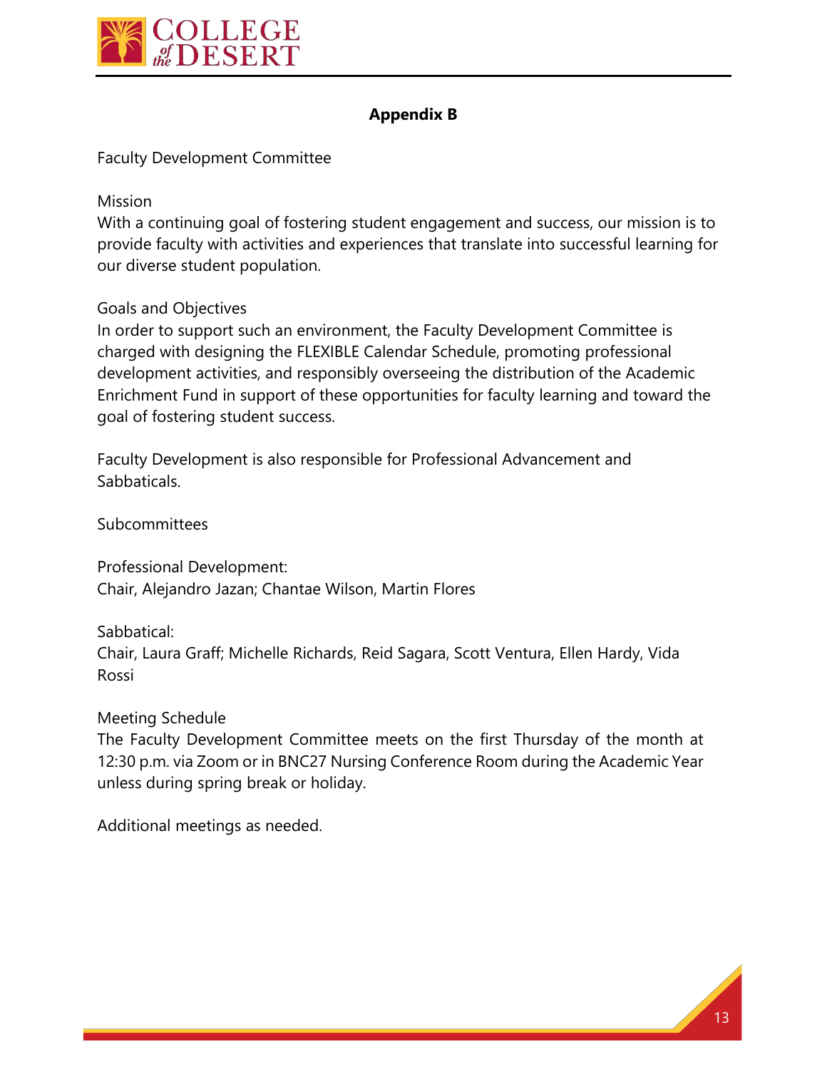## Appendix B

Faculty Development Committee

Mission

With a continuing goal of fostering student engagement and success, our mission is to provide faculty with activities and experiences that translate into successful learning for our diverse student population.

Goals and Objectives

In order to support such an environment, the Faculty Development Committee is charged with designing the FLEXIBLE Calendar Schedule, promoting professional development activities, and responsibly overseeing the distribution of the Academic Enrichment Fund in support of these opportunities for faculty learning and toward the goal of fostering student success.

Faculty Development is also responsible for Professional Advancement and Sabbaticals.

Subcommittees

Professional Development:
Chair, Alejandro Jazan; Chantae Wilson, Martin Flores

Sabbatical:
Chair, Laura Graff; Michelle Richards, Reid Sagara, Scott Ventura, Ellen Hardy, Vida Rossi

Meeting Schedule

The Faculty Development Committee meets on the first Thursday of the month at 12:30 p.m. via Zoom or in BNC27 Nursing Conference Room during the Academic Year unless during spring break or holiday.

Additional meetings as needed.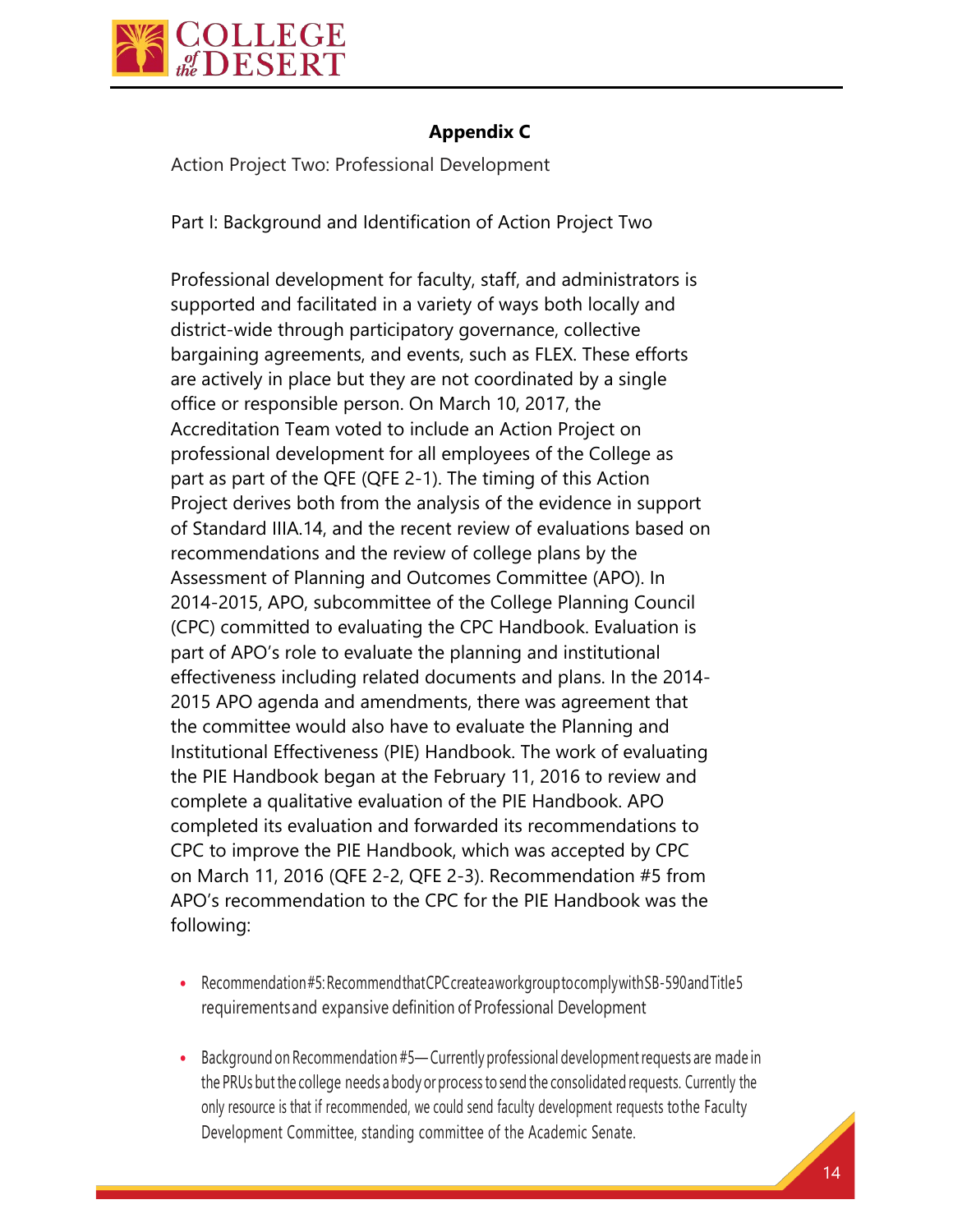## Appendix C

Action Project Two: Professional Development

Part I: Background and Identification of Action Project Two

Professional development for faculty, staff, and administrators is supported and facilitated in a variety of ways both locally and district-wide through participatory governance, collective bargaining agreements, and events, such as FLEX. These efforts are actively in place but they are not coordinated by a single office or responsible person. On March 10, 2017, the Accreditation Team voted to include an Action Project on professional development for all employees of the College as part as part of the QFE (QFE 2-1). The timing of this Action Project derives both from the analysis of the evidence in support of Standard IIIA.14, and the recent review of evaluations based on recommendations and the review of college plans by the Assessment of Planning and Outcomes Committee (APO). In 2014-2015, APO, subcommittee of the College Planning Council (CPC) committed to evaluating the CPC Handbook. Evaluation is part of APO's role to evaluate the planning and institutional effectiveness including related documents and plans. In the 2014-2015 APO agenda and amendments, there was agreement that the committee would also have to evaluate the Planning and Institutional Effectiveness (PIE) Handbook. The work of evaluating the PIE Handbook began at the February 11, 2016 to review and complete a qualitative evaluation of the PIE Handbook. APO completed its evaluation and forwarded its recommendations to CPC to improve the PIE Handbook, which was accepted by CPC on March 11, 2016 (QFE 2-2, QFE 2-3). Recommendation #5 from APO's recommendation to the CPC for the PIE Handbook was the following:

- Recommendation #5: Recommend that CPC create a workgroup to comply with SB-590 and Title 5 requirements and expansive definition of Professional Development
- Background on Recommendation #5—Currently professional development requests are made in the PRUs but the college needs a body or process to send the consolidated requests. Currently the only resource is that if recommended, we could send faculty development requests to the Faculty Development Committee, standing committee of the Academic Senate.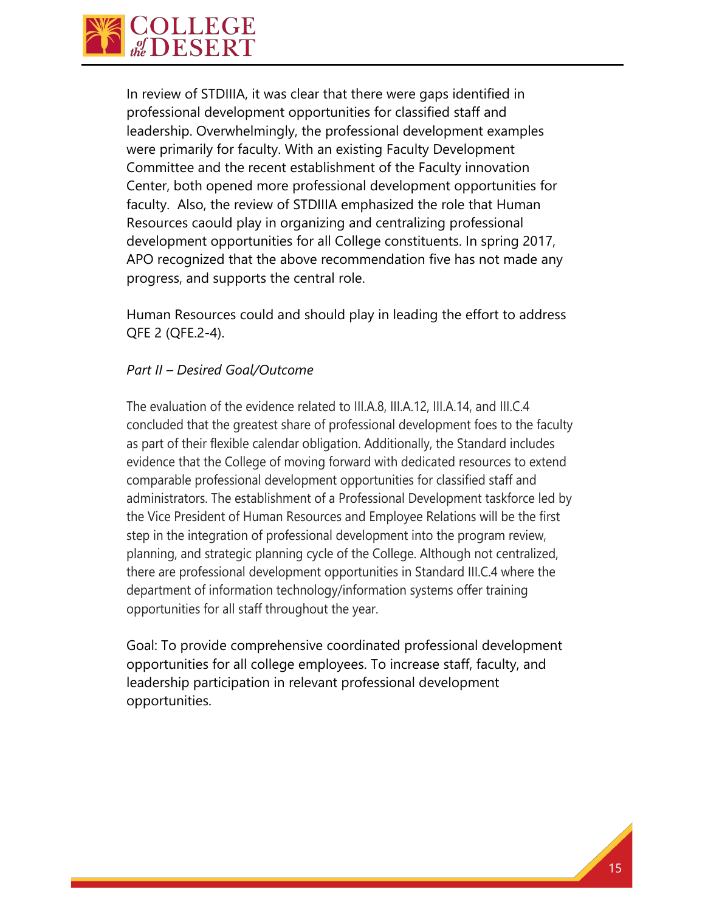In review of STDIIIA, it was clear that there were gaps identified in professional development opportunities for classified staff and leadership. Overwhelmingly, the professional development examples were primarily for faculty. With an existing Faculty Development Committee and the recent establishment of the Faculty innovation Center, both opened more professional development opportunities for faculty. Also, the review of STDIIIA emphasized the role that Human Resources caould play in organizing and centralizing professional development opportunities for all College constituents. In spring 2017, APO recognized that the above recommendation five has not made any progress, and supports the central role.

Human Resources could and should play in leading the effort to address QFE 2 (QFE.2-4).

*Part II – Desired Goal/Outcome*

The evaluation of the evidence related to III.A.8, III.A.12, III.A.14, and III.C.4 concluded that the greatest share of professional development foes to the faculty as part of their flexible calendar obligation. Additionally, the Standard includes evidence that the College of moving forward with dedicated resources to extend comparable professional development opportunities for classified staff and administrators. The establishment of a Professional Development taskforce led by the Vice President of Human Resources and Employee Relations will be the first step in the integration of professional development into the program review, planning, and strategic planning cycle of the College. Although not centralized, there are professional development opportunities in Standard III.C.4 where the department of information technology/information systems offer training opportunities for all staff throughout the year.

Goal: To provide comprehensive coordinated professional development opportunities for all college employees. To increase staff, faculty, and leadership participation in relevant professional development opportunities.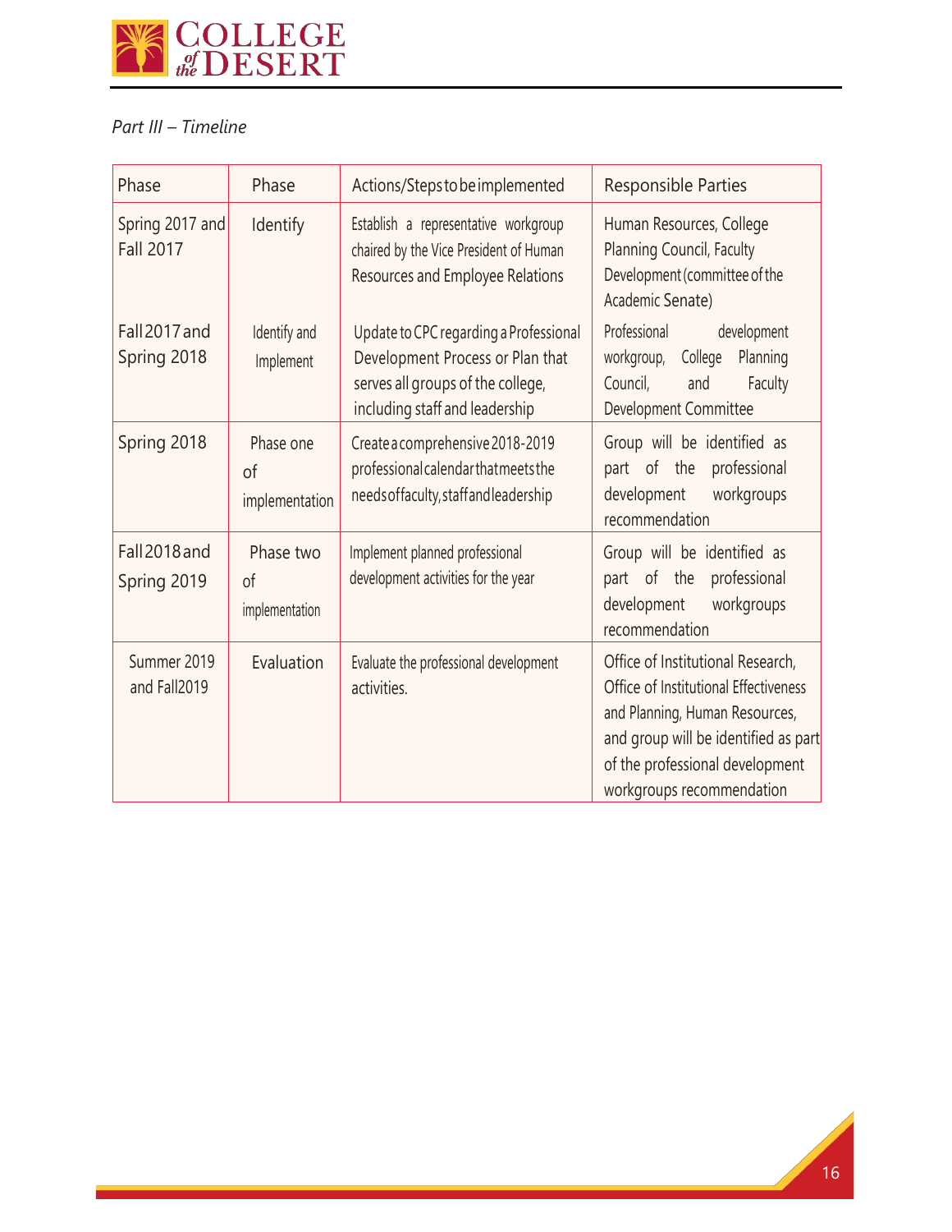*Part III – Timeline*

| Phase | Phase | Actions/Steps to be implemented | Responsible Parties |
|---|---|---|---|
| Spring 2017 and Fall 2017 | Identify | Establish a representative workgroup chaired by the Vice President of Human Resources and Employee Relations | Human Resources, College Planning Council, Faculty Development (committee of the Academic Senate) |
| Fall 2017 and Spring 2018 | Identify and Implement | Update to CPC regarding a Professional Development Process or Plan that serves all groups of the college, including staff and leadership | Professional development workgroup, College Planning Council, and Faculty Development Committee |
| Spring 2018 | Phase one of implementation | Create a comprehensive 2018-2019 professional calendar that meets the needs of faculty, staff and leadership | Group will be identified as part of the professional development workgroups recommendation |
| Fall 2018 and Spring 2019 | Phase two of implementation | Implement planned professional development activities for the year | Group will be identified as part of the professional development workgroups recommendation |
| Summer 2019 and Fall2019 | Evaluation | Evaluate the professional development activities. | Office of Institutional Research, Office of Institutional Effectiveness and Planning, Human Resources, and group will be identified as part of the professional development workgroups recommendation |